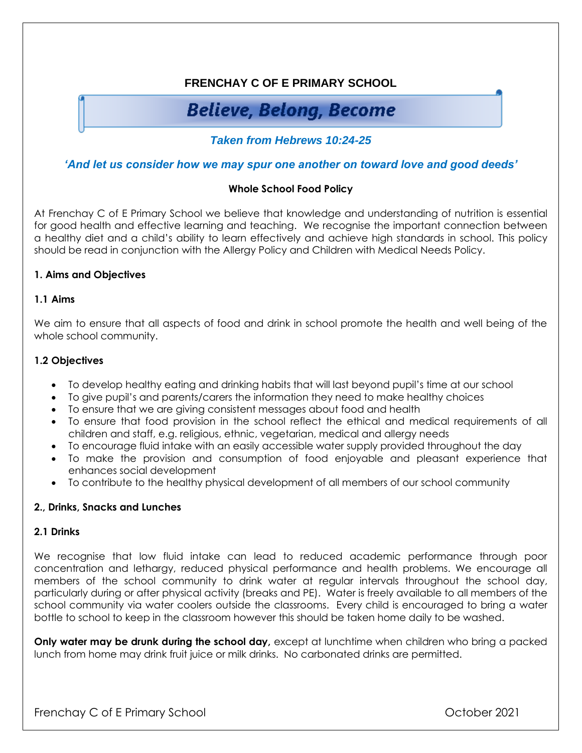**FRENCHAY C OF E PRIMARY SCHOOL**

# Believe, Belong, Become

*Taken from Hebrews 10:24-25*

*'And let us consider how we may spur one another on toward love and good deeds'*

## Whole School Food Policy

At Frenchay C of E Primary School we believe that knowledge and understanding of nutrition is essential for good health and effective learning and teaching. We recognise the important connection between a healthy diet and a child's ability to learn effectively and achieve high standards in school. This policy should be read in conjunction with the Allergy Policy and Children with Medical Needs Policy.

### 1. Aims and Objectives

#### 1.1 Aims

We aim to ensure that all aspects of food and drink in school promote the health and well being of the whole school community.

#### 1.2 Objectives

- To develop healthy eating and drinking habits that will last beyond pupil's time at our school
- To give pupil's and parents/carers the information they need to make healthy choices
- To ensure that we are giving consistent messages about food and health
- To ensure that food provision in the school reflect the ethical and medical requirements of all children and staff, e.g. religious, ethnic, vegetarian, medical and allergy needs
- To encourage fluid intake with an easily accessible water supply provided throughout the day
- To make the provision and consumption of food enjoyable and pleasant experience that enhances social development
- To contribute to the healthy physical development of all members of our school community

### 2., Drinks, Snacks and Lunches

#### 2.1 Drinks

We recognise that low fluid intake can lead to reduced academic performance through poor concentration and lethargy, reduced physical performance and health problems. We encourage all members of the school community to drink water at regular intervals throughout the school day, particularly during or after physical activity (breaks and PE). Water is freely available to all members of the school community via water coolers outside the classrooms. Every child is encouraged to bring a water bottle to school to keep in the classroom however this should be taken home daily to be washed.

**Only water may be drunk during the school day,** except at lunchtime when children who bring a packed lunch from home may drink fruit juice or milk drinks. No carbonated drinks are permitted.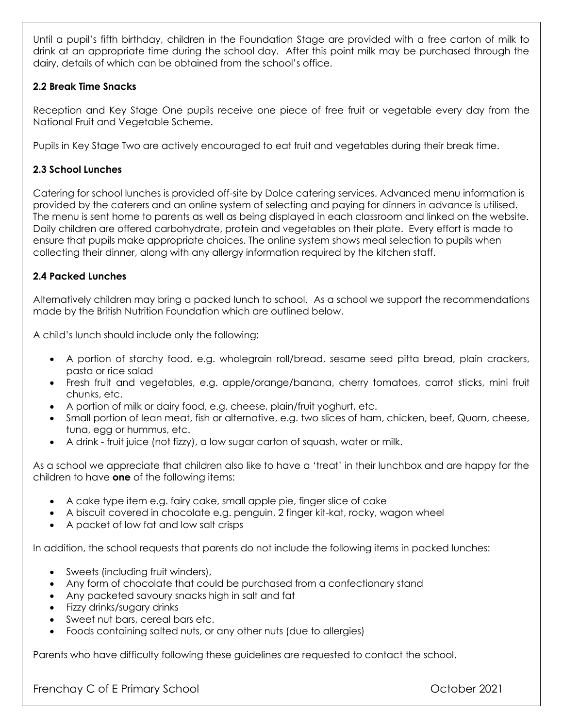Until a pupil's fifth birthday, children in the Foundation Stage are provided with a free carton of milk to drink at an appropriate time during the school day. After this point milk may be purchased through the dairy, details of which can be obtained from the school's office.

### 2.2 Break Time Snacks

Reception and Key Stage One pupils receive one piece of free fruit or vegetable every day from the National Fruit and Vegetable Scheme.

Pupils in Key Stage Two are actively encouraged to eat fruit and vegetables during their break time.

### 2.3 School Lunches

Catering for school lunches is provided off-site by Dolce catering services. Advanced menu information is provided by the caterers and an online system of selecting and paying for dinners in advance is utilised. The menu is sent home to parents as well as being displayed in each classroom and linked on the website. Daily children are offered carbohydrate, protein and vegetables on their plate. Every effort is made to ensure that pupils make appropriate choices. The online system shows meal selection to pupils when collecting their dinner, along with any allergy information required by the kitchen staff.

### 2.4 Packed Lunches

Alternatively children may bring a packed lunch to school. As a school we support the recommendations made by the British Nutrition Foundation which are outlined below.

A child's lunch should include only the following:

- A portion of starchy food, e.g. wholegrain roll/bread, sesame seed pitta bread, plain crackers, pasta or rice salad
- Fresh fruit and vegetables, e.g. apple/orange/banana, cherry tomatoes, carrot sticks, mini fruit chunks, etc.
- A portion of milk or dairy food, e.g. cheese, plain/fruit yoghurt, etc.
- Small portion of lean meat, fish or alternative, e.g. two slices of ham, chicken, beef, Quorn, cheese, tuna, egg or hummus, etc.
- A drink - fruit juice (not fizzy), a low sugar carton of squash, water or milk.

As a school we appreciate that children also like to have a 'treat' in their lunchbox and are happy for the children to have **one** of the following items:

- A cake type item e.g. fairy cake, small apple pie, finger slice of cake
- A biscuit covered in chocolate e.g. penguin, 2 finger kit-kat, rocky, wagon wheel
- A packet of low fat and low salt crisps

In addition, the school requests that parents do not include the following items in packed lunches:

- Sweets (including fruit winders),
- Any form of chocolate that could be purchased from a confectionary stand
- Any packeted savoury snacks high in salt and fat
- Fizzy drinks/sugary drinks
- Sweet nut bars, cereal bars etc.
- Foods containing salted nuts, or any other nuts (due to allergies)

Parents who have difficulty following these guidelines are requested to contact the school.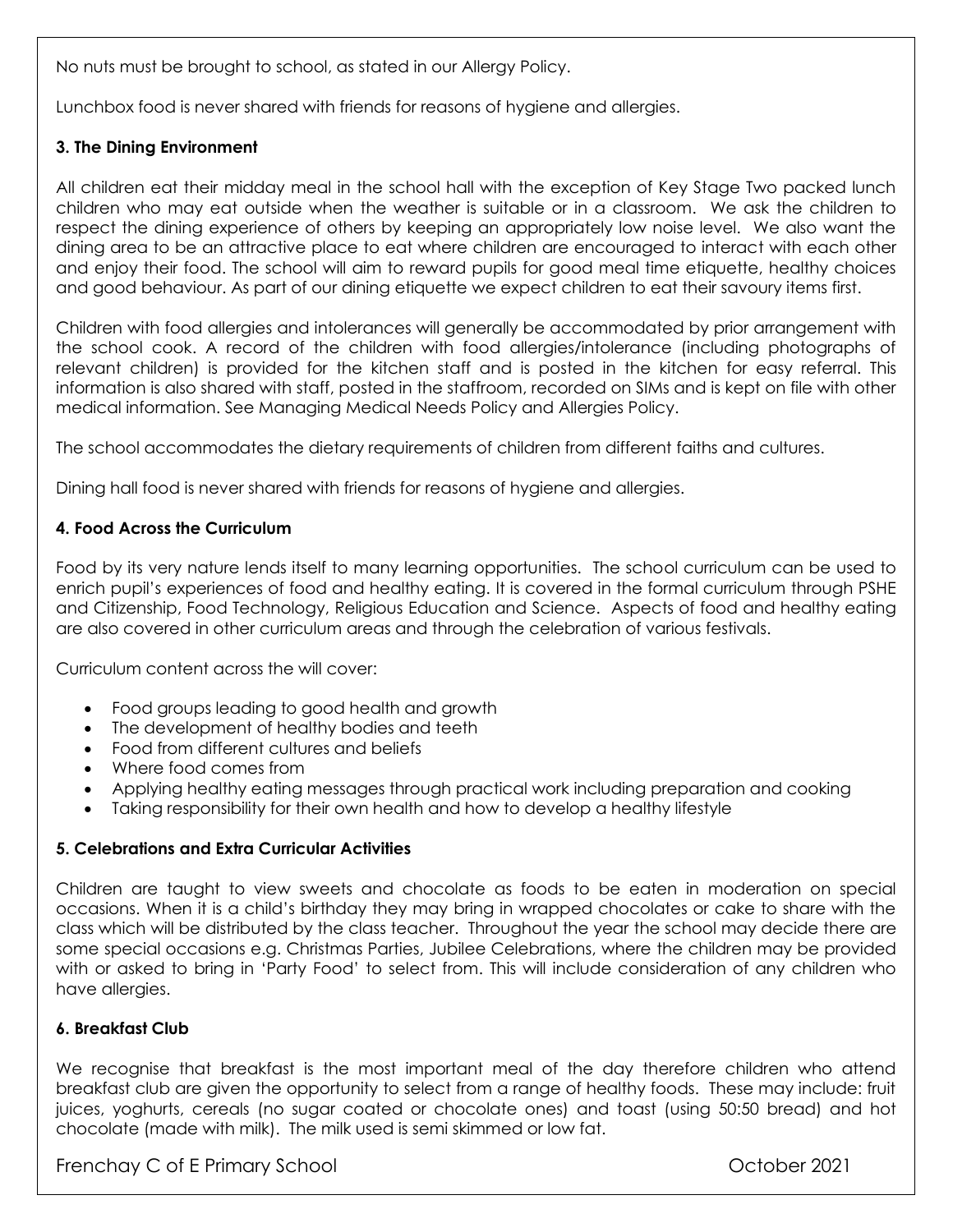No nuts must be brought to school, as stated in our Allergy Policy.

Lunchbox food is never shared with friends for reasons of hygiene and allergies.

**3. The Dining Environment**

All children eat their midday meal in the school hall with the exception of Key Stage Two packed lunch children who may eat outside when the weather is suitable or in a classroom. We ask the children to respect the dining experience of others by keeping an appropriately low noise level. We also want the dining area to be an attractive place to eat where children are encouraged to interact with each other and enjoy their food. The school will aim to reward pupils for good meal time etiquette, healthy choices and good behaviour. As part of our dining etiquette we expect children to eat their savoury items first.

Children with food allergies and intolerances will generally be accommodated by prior arrangement with the school cook. A record of the children with food allergies/intolerance (including photographs of relevant children) is provided for the kitchen staff and is posted in the kitchen for easy referral. This information is also shared with staff, posted in the staffroom, recorded on SIMs and is kept on file with other medical information. See Managing Medical Needs Policy and Allergies Policy.

The school accommodates the dietary requirements of children from different faiths and cultures.

Dining hall food is never shared with friends for reasons of hygiene and allergies.

**4. Food Across the Curriculum**

Food by its very nature lends itself to many learning opportunities. The school curriculum can be used to enrich pupil's experiences of food and healthy eating. It is covered in the formal curriculum through PSHE and Citizenship, Food Technology, Religious Education and Science. Aspects of food and healthy eating are also covered in other curriculum areas and through the celebration of various festivals.

Curriculum content across the will cover:

- Food groups leading to good health and growth
- The development of healthy bodies and teeth
- Food from different cultures and beliefs
- Where food comes from
- Applying healthy eating messages through practical work including preparation and cooking
- Taking responsibility for their own health and how to develop a healthy lifestyle

**5. Celebrations and Extra Curricular Activities**

Children are taught to view sweets and chocolate as foods to be eaten in moderation on special occasions. When it is a child's birthday they may bring in wrapped chocolates or cake to share with the class which will be distributed by the class teacher. Throughout the year the school may decide there are some special occasions e.g. Christmas Parties, Jubilee Celebrations, where the children may be provided with or asked to bring in 'Party Food' to select from. This will include consideration of any children who have allergies.

**6. Breakfast Club**

We recognise that breakfast is the most important meal of the day therefore children who attend breakfast club are given the opportunity to select from a range of healthy foods. These may include: fruit juices, yoghurts, cereals (no sugar coated or chocolate ones) and toast (using 50:50 bread) and hot chocolate (made with milk). The milk used is semi skimmed or low fat.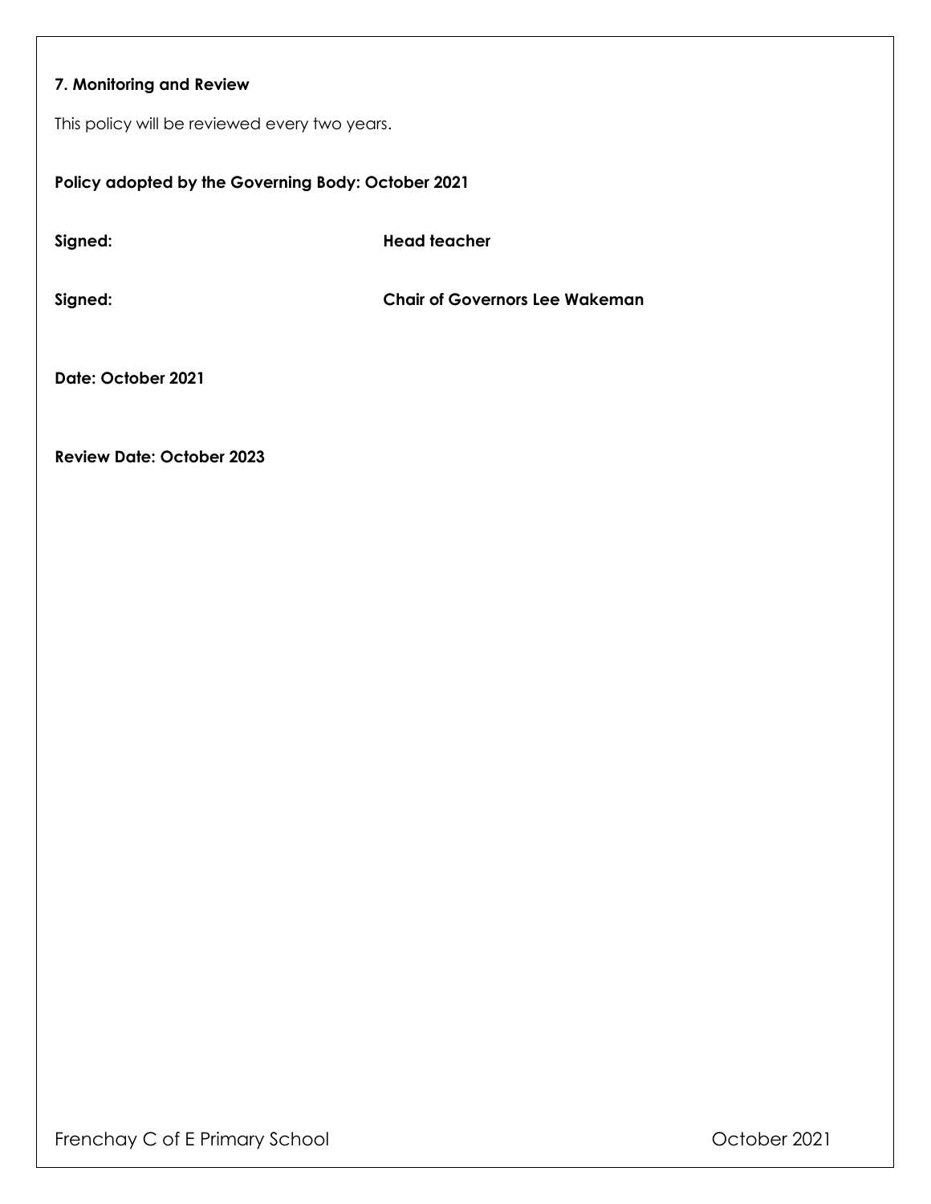### 7. Monitoring and Review

This policy will be reviewed every two years.

**Policy adopted by the Governing Body: October 2021**

**Signed:** **Head teacher**

**Signed:** **Chair of Governors Lee Wakeman**

**Date: October 2021**

**Review Date: October 2023**